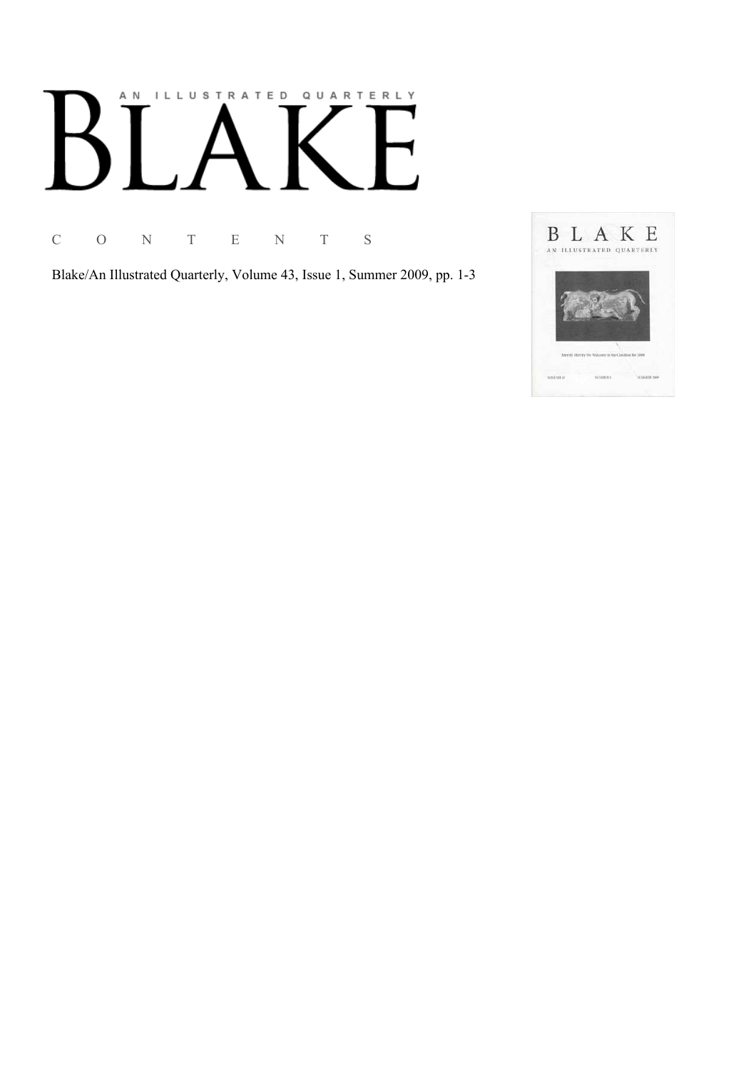# AN ILLUSTRATED QUARTERLY

# BLAKE

C O N T E N T S

Blake/An Illustrated Quarterly, Volume 43, Issue 1, Summer 2009, pp. 1-3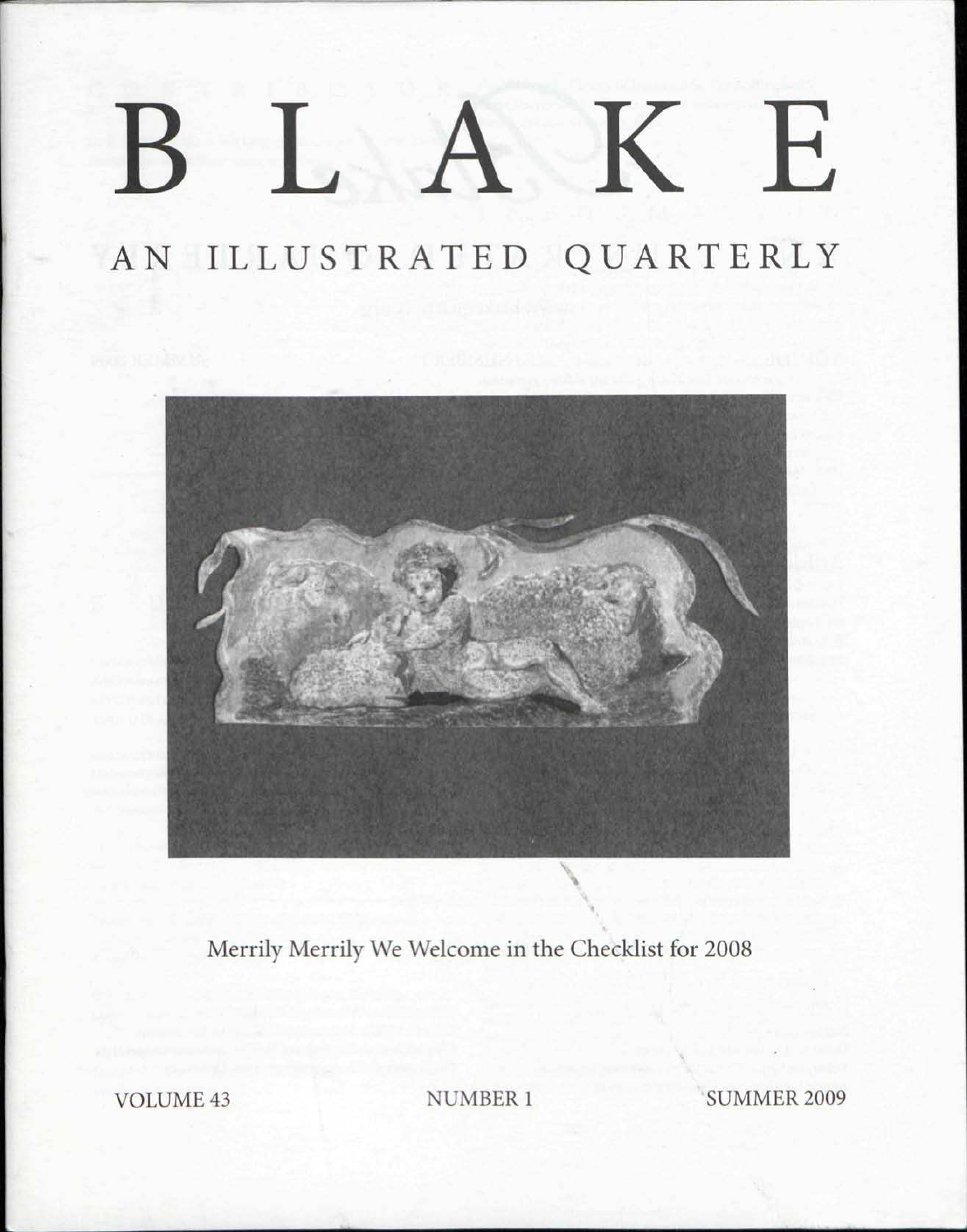# BLAKE

## AN ILLUSTRATED QUARTERLY

Merrily Merrily We Welcome in the Checklist for 2008

VOLUME 43 NUMBER 1 SUMMER 2009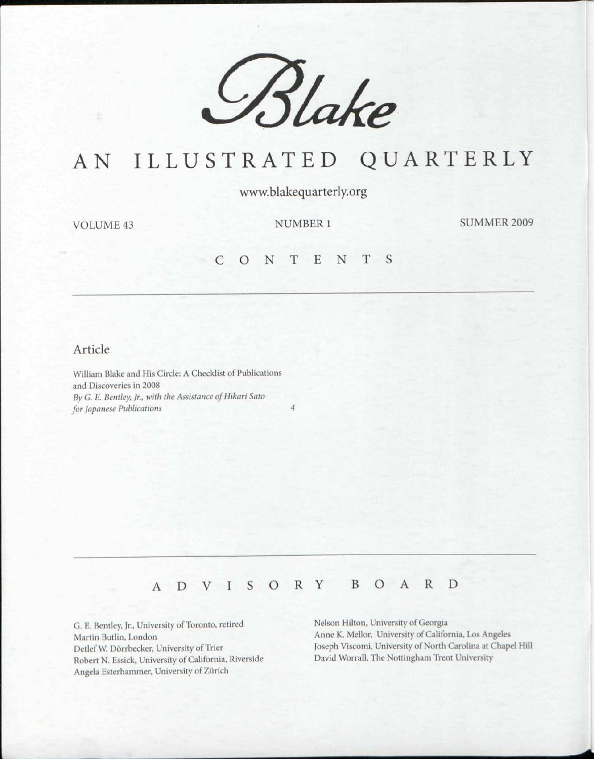# *Blake*

## AN ILLUSTRATED QUARTERLY

www.blakequarterly.org

VOLUME 43 NUMBER 1 SUMMER 2009

## CONTENTS

### Article

William Blake and His Circle: A Checklist of Publications and Discoveries in 2008
*By G. E. Bentley, Jr., with the Assistance of Hikari Sato for Japanese Publications* 4

## ADVISORY BOARD

G. E. Bentley, Jr., University of Toronto, retired
Martin Butlin, London
Detlef W. Dörrbecker, University of Trier
Robert N. Essick, University of California, Riverside
Angela Esterhammer, University of Zürich
Nelson Hilton, University of Georgia
Anne K. Mellor, University of California, Los Angeles
Joseph Viscomi, University of North Carolina at Chapel Hill
David Worrall, The Nottingham Trent University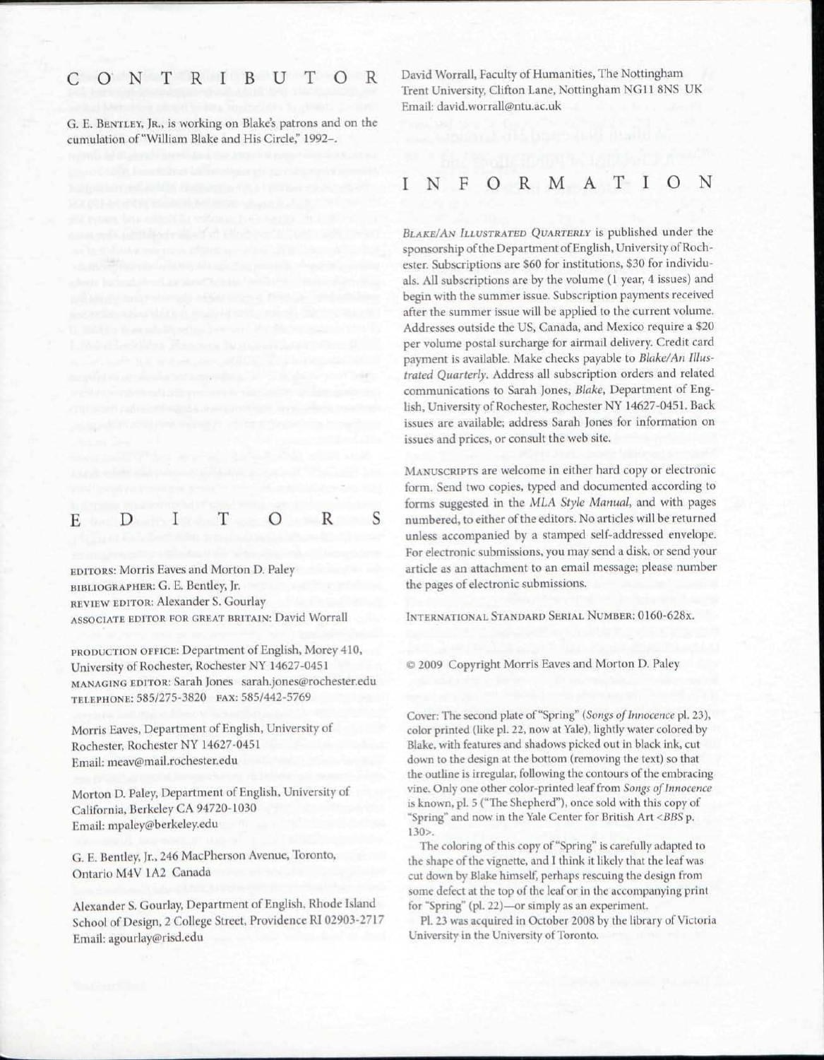## CONTRIBUTOR

G. E. Bentley, Jr., is working on Blake's patrons and on the cumulation of "William Blake and His Circle," 1992–.

## EDITORS

editors: Morris Eaves and Morton D. Paley
bibliographer: G. E. Bentley, Jr.
review editor: Alexander S. Gourlay
associate editor for great britain: David Worrall

production office: Department of English, Morey 410, University of Rochester, Rochester NY 14627-0451
managing editor: Sarah Jones sarah.jones@rochester.edu
telephone: 585/275-3820 fax: 585/442-5769

Morris Eaves, Department of English, University of Rochester, Rochester NY 14627-0451
Email: meav@mail.rochester.edu

Morton D. Paley, Department of English, University of California, Berkeley CA 94720-1030
Email: mpaley@berkeley.edu

G. E. Bentley, Jr., 246 MacPherson Avenue, Toronto, Ontario M4V 1A2 Canada

Alexander S. Gourlay, Department of English, Rhode Island School of Design, 2 College Street, Providence RI 02903-2717
Email: agourlay@risd.edu

David Worrall, Faculty of Humanities, The Nottingham Trent University, Clifton Lane, Nottingham NG11 8NS UK
Email: david.worrall@ntu.ac.uk

## INFORMATION

*Blake/An Illustrated Quarterly* is published under the sponsorship of the Department of English, University of Rochester. Subscriptions are $60 for institutions, $30 for individuals. All subscriptions are by the volume (1 year, 4 issues) and begin with the summer issue. Subscription payments received after the summer issue will be applied to the current volume. Addresses outside the US, Canada, and Mexico require a $20 per volume postal surcharge for airmail delivery. Credit card payment is available. Make checks payable to *Blake/An Illustrated Quarterly*. Address all subscription orders and related communications to Sarah Jones, *Blake*, Department of English, University of Rochester, Rochester NY 14627-0451. Back issues are available; address Sarah Jones for information on issues and prices, or consult the web site.

Manuscripts are welcome in either hard copy or electronic form. Send two copies, typed and documented according to forms suggested in the *MLA Style Manual*, and with pages numbered, to either of the editors. No articles will be returned unless accompanied by a stamped self-addressed envelope. For electronic submissions, you may send a disk, or send your article as an attachment to an email message; please number the pages of electronic submissions.

International Standard Serial Number: 0160-628x.

© 2009 Copyright Morris Eaves and Morton D. Paley

Cover: The second plate of "Spring" (*Songs of Innocence* pl. 23), color printed (like pl. 22, now at Yale), lightly water colored by Blake, with features and shadows picked out in black ink, cut down to the design at the bottom (removing the text) so that the outline is irregular, following the contours of the embracing vine. Only one other color-printed leaf from *Songs of Innocence* is known, pl. 5 ("The Shepherd"), once sold with this copy of "Spring" and now in the Yale Center for British Art <*BBS* p. 130>.

The coloring of this copy of "Spring" is carefully adapted to the shape of the vignette, and I think it likely that the leaf was cut down by Blake himself, perhaps rescuing the design from some defect at the top of the leaf or in the accompanying print for "Spring" (pl. 22)—or simply as an experiment.

Pl. 23 was acquired in October 2008 by the library of Victoria University in the University of Toronto.